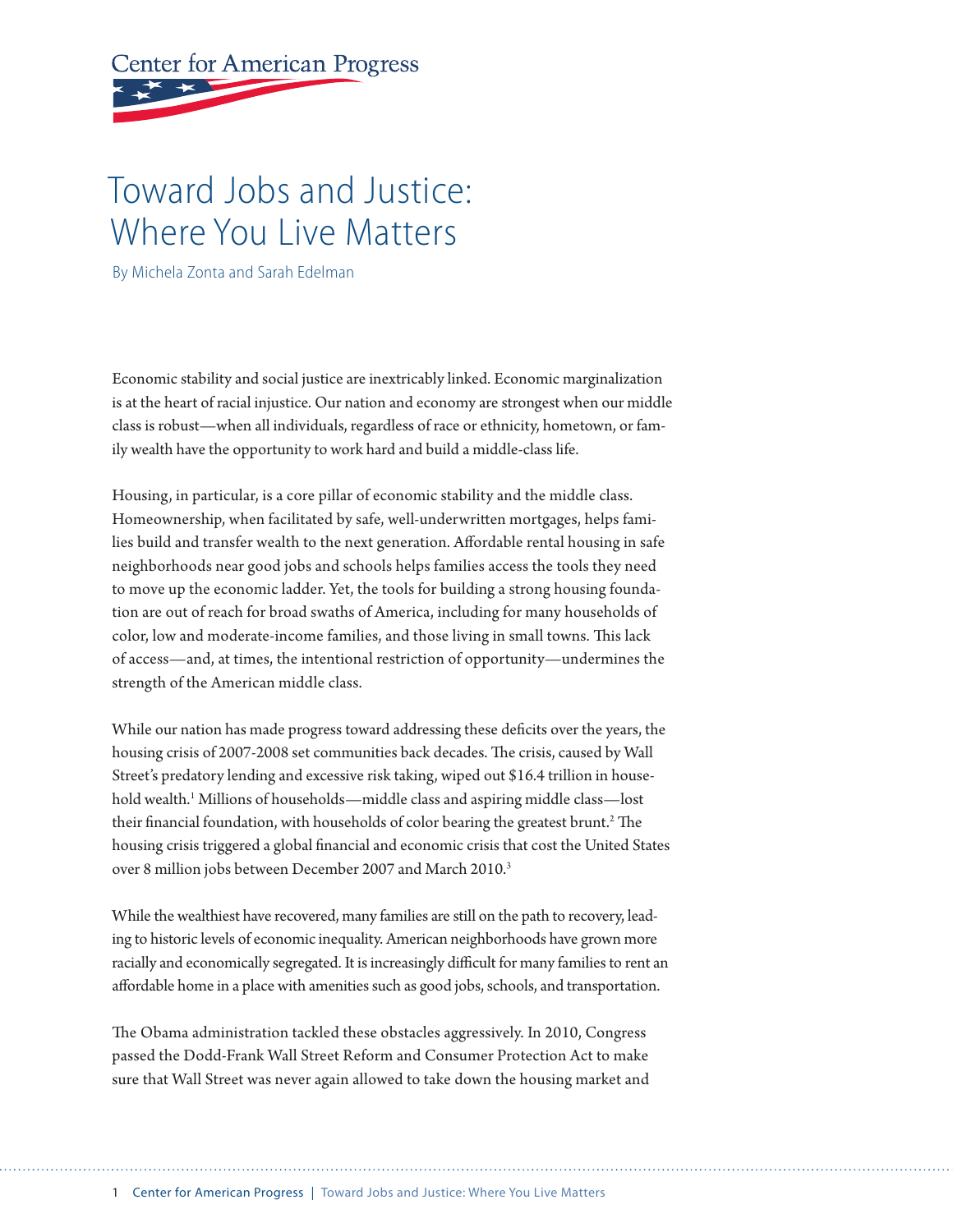Center for American Progress

# Toward Jobs and Justice: Where You Live Matters

By Michela Zonta and Sarah Edelman

Economic stability and social justice are inextricably linked. Economic marginalization is at the heart of racial injustice. Our nation and economy are strongest when our middle class is robust—when all individuals, regardless of race or ethnicity, hometown, or family wealth have the opportunity to work hard and build a middle-class life.

Housing, in particular, is a core pillar of economic stability and the middle class. Homeownership, when facilitated by safe, well-underwritten mortgages, helps families build and transfer wealth to the next generation. Affordable rental housing in safe neighborhoods near good jobs and schools helps families access the tools they need to move up the economic ladder. Yet, the tools for building a strong housing foundation are out of reach for broad swaths of America, including for many households of color, low and moderate-income families, and those living in small towns. This lack of access—and, at times, the intentional restriction of opportunity—undermines the strength of the American middle class.

While our nation has made progress toward addressing these deficits over the years, the housing crisis of 2007-2008 set communities back decades. The crisis, caused by Wall Street's predatory lending and excessive risk taking, wiped out $16.4 trillion in household wealth.[1] Millions of households—middle class and aspiring middle class—lost their financial foundation, with households of color bearing the greatest brunt.[2] The housing crisis triggered a global financial and economic crisis that cost the United States over 8 million jobs between December 2007 and March 2010.[3]

While the wealthiest have recovered, many families are still on the path to recovery, leading to historic levels of economic inequality. American neighborhoods have grown more racially and economically segregated. It is increasingly difficult for many families to rent an affordable home in a place with amenities such as good jobs, schools, and transportation.

The Obama administration tackled these obstacles aggressively. In 2010, Congress passed the Dodd-Frank Wall Street Reform and Consumer Protection Act to make sure that Wall Street was never again allowed to take down the housing market and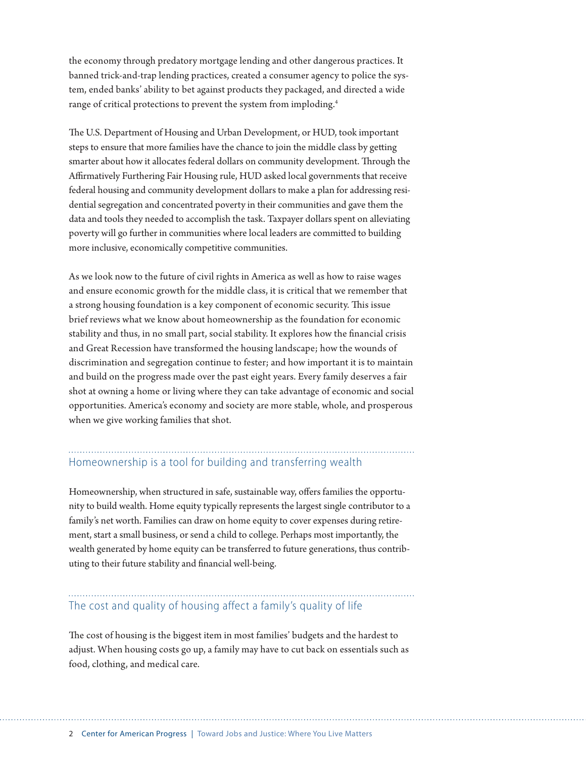the economy through predatory mortgage lending and other dangerous practices. It banned trick-and-trap lending practices, created a consumer agency to police the system, ended banks' ability to bet against products they packaged, and directed a wide range of critical protections to prevent the system from imploding.[4]

The U.S. Department of Housing and Urban Development, or HUD, took important steps to ensure that more families have the chance to join the middle class by getting smarter about how it allocates federal dollars on community development. Through the Affirmatively Furthering Fair Housing rule, HUD asked local governments that receive federal housing and community development dollars to make a plan for addressing residential segregation and concentrated poverty in their communities and gave them the data and tools they needed to accomplish the task. Taxpayer dollars spent on alleviating poverty will go further in communities where local leaders are committed to building more inclusive, economically competitive communities.

As we look now to the future of civil rights in America as well as how to raise wages and ensure economic growth for the middle class, it is critical that we remember that a strong housing foundation is a key component of economic security. This issue brief reviews what we know about homeownership as the foundation for economic stability and thus, in no small part, social stability. It explores how the financial crisis and Great Recession have transformed the housing landscape; how the wounds of discrimination and segregation continue to fester; and how important it is to maintain and build on the progress made over the past eight years. Every family deserves a fair shot at owning a home or living where they can take advantage of economic and social opportunities. America's economy and society are more stable, whole, and prosperous when we give working families that shot.

## Homeownership is a tool for building and transferring wealth

Homeownership, when structured in safe, sustainable way, offers families the opportunity to build wealth. Home equity typically represents the largest single contributor to a family's net worth. Families can draw on home equity to cover expenses during retirement, start a small business, or send a child to college. Perhaps most importantly, the wealth generated by home equity can be transferred to future generations, thus contributing to their future stability and financial well-being.

## The cost and quality of housing affect a family's quality of life

The cost of housing is the biggest item in most families' budgets and the hardest to adjust. When housing costs go up, a family may have to cut back on essentials such as food, clothing, and medical care.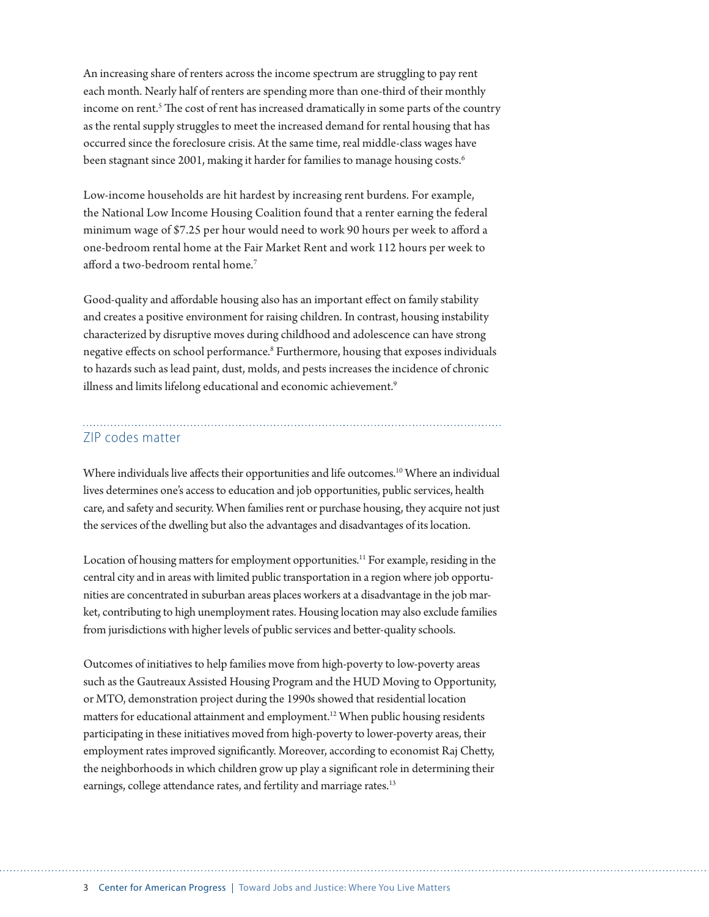An increasing share of renters across the income spectrum are struggling to pay rent each month. Nearly half of renters are spending more than one-third of their monthly income on rent.[5] The cost of rent has increased dramatically in some parts of the country as the rental supply struggles to meet the increased demand for rental housing that has occurred since the foreclosure crisis. At the same time, real middle-class wages have been stagnant since 2001, making it harder for families to manage housing costs.[6]

Low-income households are hit hardest by increasing rent burdens. For example, the National Low Income Housing Coalition found that a renter earning the federal minimum wage of $7.25 per hour would need to work 90 hours per week to afford a one-bedroom rental home at the Fair Market Rent and work 112 hours per week to afford a two-bedroom rental home.[7]

Good-quality and affordable housing also has an important effect on family stability and creates a positive environment for raising children. In contrast, housing instability characterized by disruptive moves during childhood and adolescence can have strong negative effects on school performance.[8] Furthermore, housing that exposes individuals to hazards such as lead paint, dust, molds, and pests increases the incidence of chronic illness and limits lifelong educational and economic achievement.[9]

## ZIP codes matter

Where individuals live affects their opportunities and life outcomes.[10] Where an individual lives determines one's access to education and job opportunities, public services, health care, and safety and security. When families rent or purchase housing, they acquire not just the services of the dwelling but also the advantages and disadvantages of its location.

Location of housing matters for employment opportunities.[11] For example, residing in the central city and in areas with limited public transportation in a region where job opportunities are concentrated in suburban areas places workers at a disadvantage in the job market, contributing to high unemployment rates. Housing location may also exclude families from jurisdictions with higher levels of public services and better-quality schools.

Outcomes of initiatives to help families move from high-poverty to low-poverty areas such as the Gautreaux Assisted Housing Program and the HUD Moving to Opportunity, or MTO, demonstration project during the 1990s showed that residential location matters for educational attainment and employment.[12] When public housing residents participating in these initiatives moved from high-poverty to lower-poverty areas, their employment rates improved significantly. Moreover, according to economist Raj Chetty, the neighborhoods in which children grow up play a significant role in determining their earnings, college attendance rates, and fertility and marriage rates.[13]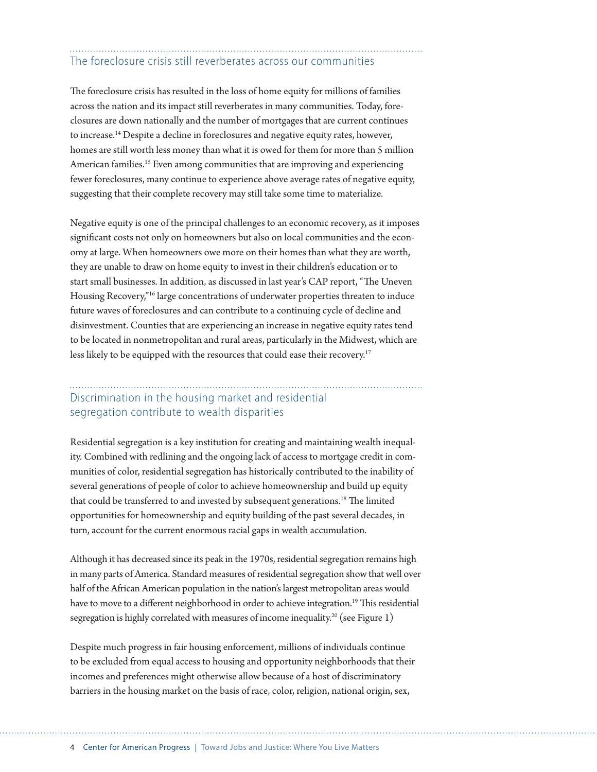## The foreclosure crisis still reverberates across our communities

The foreclosure crisis has resulted in the loss of home equity for millions of families across the nation and its impact still reverberates in many communities. Today, foreclosures are down nationally and the number of mortgages that are current continues to increase.[14] Despite a decline in foreclosures and negative equity rates, however, homes are still worth less money than what it is owed for them for more than 5 million American families.[15] Even among communities that are improving and experiencing fewer foreclosures, many continue to experience above average rates of negative equity, suggesting that their complete recovery may still take some time to materialize.

Negative equity is one of the principal challenges to an economic recovery, as it imposes significant costs not only on homeowners but also on local communities and the economy at large. When homeowners owe more on their homes than what they are worth, they are unable to draw on home equity to invest in their children's education or to start small businesses. In addition, as discussed in last year's CAP report, "The Uneven Housing Recovery,"[16] large concentrations of underwater properties threaten to induce future waves of foreclosures and can contribute to a continuing cycle of decline and disinvestment. Counties that are experiencing an increase in negative equity rates tend to be located in nonmetropolitan and rural areas, particularly in the Midwest, which are less likely to be equipped with the resources that could ease their recovery.[17]

## Discrimination in the housing market and residential segregation contribute to wealth disparities

Residential segregation is a key institution for creating and maintaining wealth inequality. Combined with redlining and the ongoing lack of access to mortgage credit in communities of color, residential segregation has historically contributed to the inability of several generations of people of color to achieve homeownership and build up equity that could be transferred to and invested by subsequent generations.[18] The limited opportunities for homeownership and equity building of the past several decades, in turn, account for the current enormous racial gaps in wealth accumulation.

Although it has decreased since its peak in the 1970s, residential segregation remains high in many parts of America. Standard measures of residential segregation show that well over half of the African American population in the nation's largest metropolitan areas would have to move to a different neighborhood in order to achieve integration.[19] This residential segregation is highly correlated with measures of income inequality.[20] (see Figure 1)

Despite much progress in fair housing enforcement, millions of individuals continue to be excluded from equal access to housing and opportunity neighborhoods that their incomes and preferences might otherwise allow because of a host of discriminatory barriers in the housing market on the basis of race, color, religion, national origin, sex,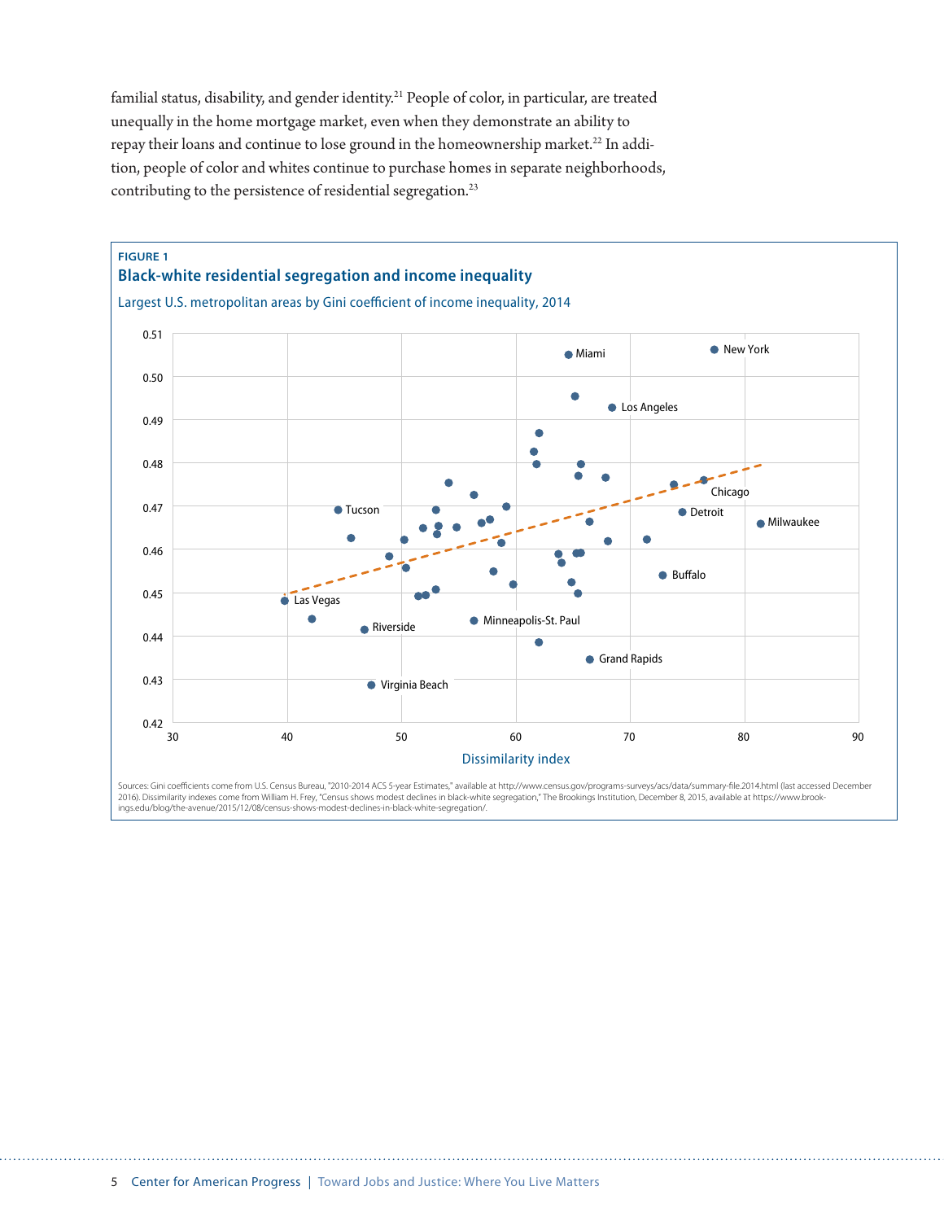familial status, disability, and gender identity.[21] People of color, in particular, are treated unequally in the home mortgage market, even when they demonstrate an ability to repay their loans and continue to lose ground in the homeownership market.[22] In addition, people of color and whites continue to purchase homes in separate neighborhoods, contributing to the persistence of residential segregation.[23]

**FIGURE 1**

**Black-white residential segregation and income inequality**

Largest U.S. metropolitan areas by Gini coefficient of income inequality, 2014

Sources: Gini coefficients come from U.S. Census Bureau, "2010-2014 ACS 5-year Estimates," available at http://www.census.gov/programs-surveys/acs/data/summary-file.2014.html (last accessed December 2016). Dissimilarity indexes come from William H. Frey, "Census shows modest declines in black-white segregation," The Brookings Institution, December 8, 2015, available at https://www.brookings.edu/blog/the-avenue/2015/12/08/census-shows-modest-declines-in-black-white-segregation/.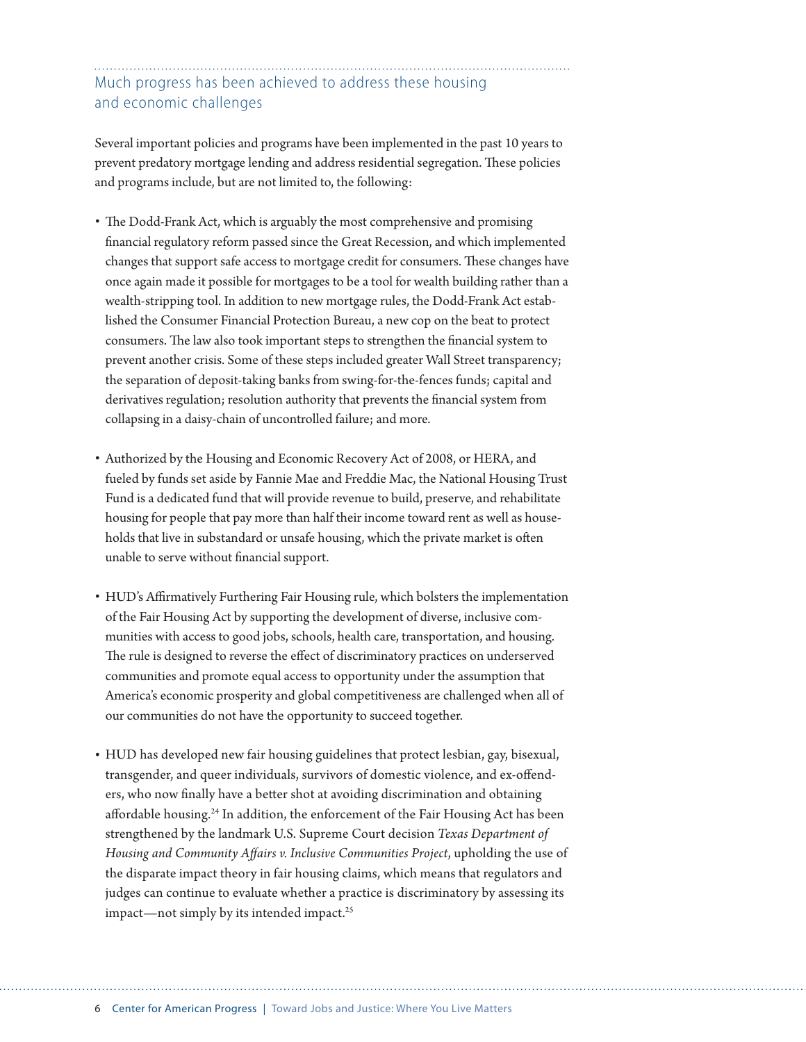## Much progress has been achieved to address these housing and economic challenges

Several important policies and programs have been implemented in the past 10 years to prevent predatory mortgage lending and address residential segregation. These policies and programs include, but are not limited to, the following:

- The Dodd-Frank Act, which is arguably the most comprehensive and promising financial regulatory reform passed since the Great Recession, and which implemented changes that support safe access to mortgage credit for consumers. These changes have once again made it possible for mortgages to be a tool for wealth building rather than a wealth-stripping tool. In addition to new mortgage rules, the Dodd-Frank Act established the Consumer Financial Protection Bureau, a new cop on the beat to protect consumers. The law also took important steps to strengthen the financial system to prevent another crisis. Some of these steps included greater Wall Street transparency; the separation of deposit-taking banks from swing-for-the-fences funds; capital and derivatives regulation; resolution authority that prevents the financial system from collapsing in a daisy-chain of uncontrolled failure; and more.

- Authorized by the Housing and Economic Recovery Act of 2008, or HERA, and fueled by funds set aside by Fannie Mae and Freddie Mac, the National Housing Trust Fund is a dedicated fund that will provide revenue to build, preserve, and rehabilitate housing for people that pay more than half their income toward rent as well as households that live in substandard or unsafe housing, which the private market is often unable to serve without financial support.

- HUD's Affirmatively Furthering Fair Housing rule, which bolsters the implementation of the Fair Housing Act by supporting the development of diverse, inclusive communities with access to good jobs, schools, health care, transportation, and housing. The rule is designed to reverse the effect of discriminatory practices on underserved communities and promote equal access to opportunity under the assumption that America's economic prosperity and global competitiveness are challenged when all of our communities do not have the opportunity to succeed together.

- HUD has developed new fair housing guidelines that protect lesbian, gay, bisexual, transgender, and queer individuals, survivors of domestic violence, and ex-offenders, who now finally have a better shot at avoiding discrimination and obtaining affordable housing.[24] In addition, the enforcement of the Fair Housing Act has been strengthened by the landmark U.S. Supreme Court decision *Texas Department of Housing and Community Affairs v. Inclusive Communities Project*, upholding the use of the disparate impact theory in fair housing claims, which means that regulators and judges can continue to evaluate whether a practice is discriminatory by assessing its impact—not simply by its intended impact.[25]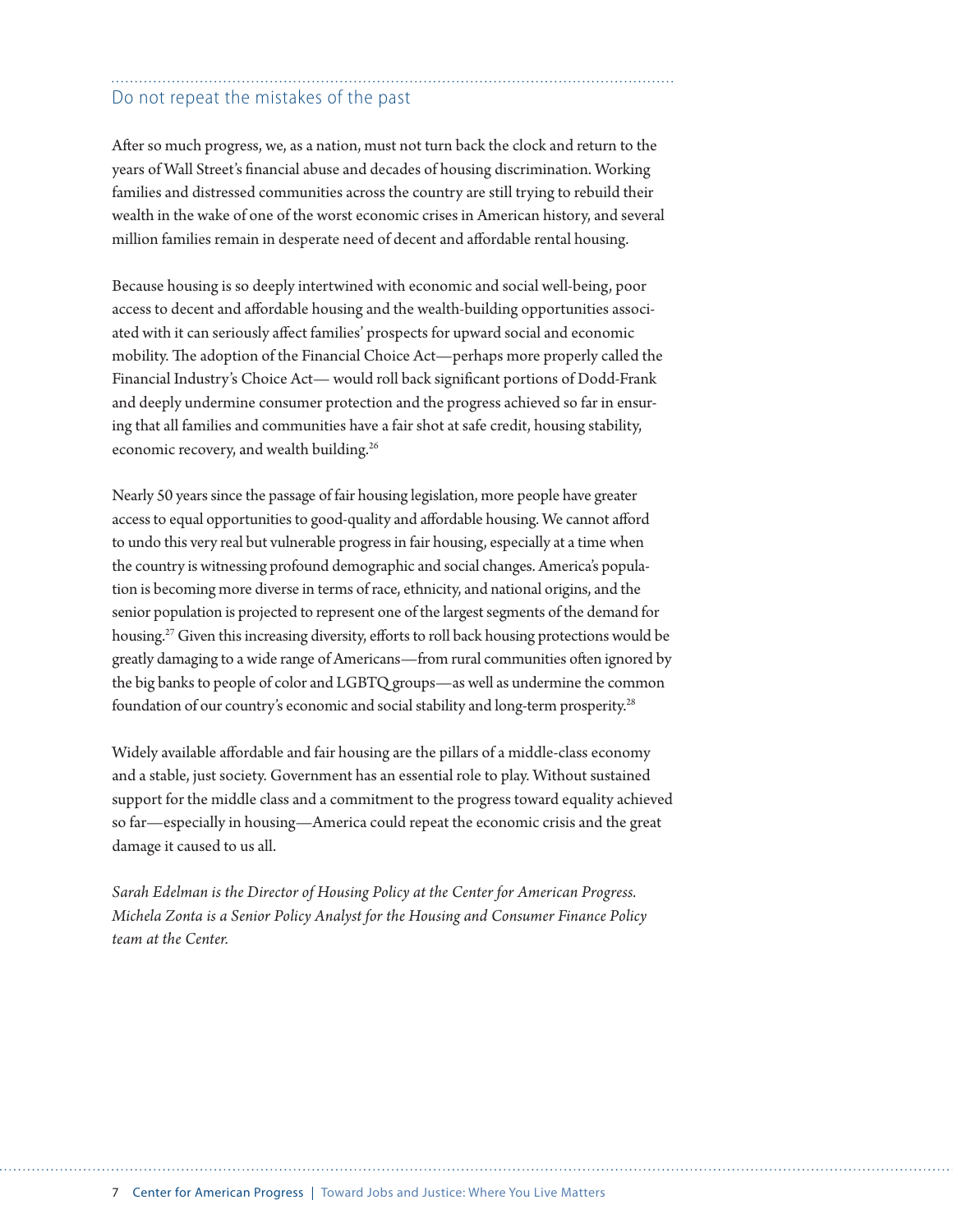## Do not repeat the mistakes of the past

After so much progress, we, as a nation, must not turn back the clock and return to the years of Wall Street's financial abuse and decades of housing discrimination. Working families and distressed communities across the country are still trying to rebuild their wealth in the wake of one of the worst economic crises in American history, and several million families remain in desperate need of decent and affordable rental housing.

Because housing is so deeply intertwined with economic and social well-being, poor access to decent and affordable housing and the wealth-building opportunities associated with it can seriously affect families' prospects for upward social and economic mobility. The adoption of the Financial Choice Act—perhaps more properly called the Financial Industry's Choice Act— would roll back significant portions of Dodd-Frank and deeply undermine consumer protection and the progress achieved so far in ensuring that all families and communities have a fair shot at safe credit, housing stability, economic recovery, and wealth building.[26]

Nearly 50 years since the passage of fair housing legislation, more people have greater access to equal opportunities to good-quality and affordable housing. We cannot afford to undo this very real but vulnerable progress in fair housing, especially at a time when the country is witnessing profound demographic and social changes. America's population is becoming more diverse in terms of race, ethnicity, and national origins, and the senior population is projected to represent one of the largest segments of the demand for housing.[27] Given this increasing diversity, efforts to roll back housing protections would be greatly damaging to a wide range of Americans—from rural communities often ignored by the big banks to people of color and LGBTQ groups—as well as undermine the common foundation of our country's economic and social stability and long-term prosperity.[28]

Widely available affordable and fair housing are the pillars of a middle-class economy and a stable, just society. Government has an essential role to play. Without sustained support for the middle class and a commitment to the progress toward equality achieved so far—especially in housing—America could repeat the economic crisis and the great damage it caused to us all.

*Sarah Edelman is the Director of Housing Policy at the Center for American Progress. Michela Zonta is a Senior Policy Analyst for the Housing and Consumer Finance Policy team at the Center.*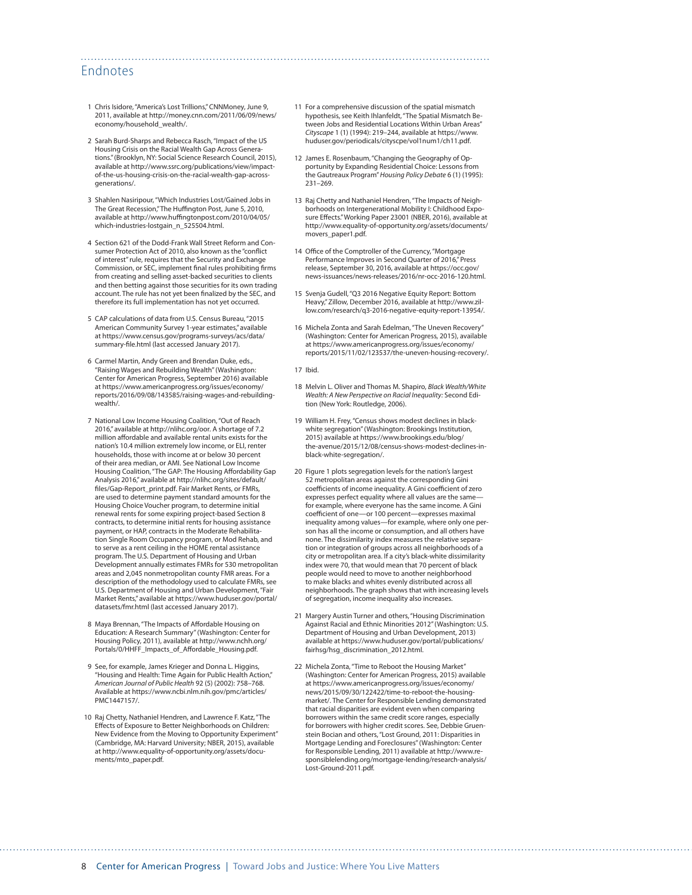## Endnotes

1 Chris Isidore, "America's Lost Trillions," CNNMoney, June 9, 2011, available at http://money.cnn.com/2011/06/09/news/economy/household_wealth/.

2 Sarah Burd-Sharps and Rebecca Rasch, "Impact of the US Housing Crisis on the Racial Wealth Gap Across Generations." (Brooklyn, NY: Social Science Research Council, 2015), available at http://www.ssrc.org/publications/view/impact-of-the-us-housing-crisis-on-the-racial-wealth-gap-across-generations/.

3 Shahlen Nasiripour, "Which Industries Lost/Gained Jobs in The Great Recession," The Huffington Post, June 5, 2010, available at http://www.huffingtonpost.com/2010/04/05/which-industries-lostgain_n_525504.html.

4 Section 621 of the Dodd-Frank Wall Street Reform and Consumer Protection Act of 2010, also known as the "conflict of interest" rule, requires that the Security and Exchange Commission, or SEC, implement final rules prohibiting firms from creating and selling asset-backed securities to clients and then betting against those securities for its own trading account. The rule has not yet been finalized by the SEC, and therefore its full implementation has not yet occurred.

5 CAP calculations of data from U.S. Census Bureau, "2015 American Community Survey 1-year estimates," available at https://www.census.gov/programs-surveys/acs/data/summary-file.html (last accessed January 2017).

6 Carmel Martin, Andy Green and Brendan Duke, eds., "Raising Wages and Rebuilding Wealth" (Washington: Center for American Progress, September 2016) available at https://www.americanprogress.org/issues/economy/reports/2016/09/08/143585/raising-wages-and-rebuilding-wealth/.

7 National Low Income Housing Coalition, "Out of Reach 2016," available at http://nlihc.org/oor. A shortage of 7.2 million affordable and available rental units exists for the nation's 10.4 million extremely low income, or ELI, renter households, those with income at or below 30 percent of their area median, or AMI. See National Low Income Housing Coalition, "The GAP: The Housing Affordability Gap Analysis 2016," available at http://nlihc.org/sites/default/files/Gap-Report_print.pdf. Fair Market Rents, or FMRs, are used to determine payment standard amounts for the Housing Choice Voucher program, to determine initial renewal rents for some expiring project-based Section 8 contracts, to determine initial rents for housing assistance payment, or HAP, contracts in the Moderate Rehabilitation Single Room Occupancy program, or Mod Rehab, and to serve as a rent ceiling in the HOME rental assistance program. The U.S. Department of Housing and Urban Development annually estimates FMRs for 530 metropolitan areas and 2,045 nonmetropolitan county FMR areas. For a description of the methodology used to calculate FMRs, see U.S. Department of Housing and Urban Development, "Fair Market Rents," available at https://www.huduser.gov/portal/datasets/fmr.html (last accessed January 2017).

8 Maya Brennan, "The Impacts of Affordable Housing on Education: A Research Summary" (Washington: Center for Housing Policy, 2011), available at http://www.nchh.org/Portals/0/HHFF_Impacts_of_Affordable_Housing.pdf.

9 See, for example, James Krieger and Donna L. Higgins, "Housing and Health: Time Again for Public Health Action," *American Journal of Public Health* 92 (5) (2002): 758–768. Available at https://www.ncbi.nlm.nih.gov/pmc/articles/PMC1447157/.

10 Raj Chetty, Nathaniel Hendren, and Lawrence F. Katz, "The Effects of Exposure to Better Neighborhoods on Children: New Evidence from the Moving to Opportunity Experiment" (Cambridge, MA: Harvard University; NBER, 2015), available at http://www.equality-of-opportunity.org/assets/documents/mto_paper.pdf.

11 For a comprehensive discussion of the spatial mismatch hypothesis, see Keith Ihlanfeldt, "The Spatial Mismatch Between Jobs and Residential Locations Within Urban Areas" *Cityscape* 1 (1) (1994): 219–244, available at https://www.huduser.gov/periodicals/cityscpe/vol1num1/ch11.pdf.

12 James E. Rosenbaum, "Changing the Geography of Opportunity by Expanding Residential Choice: Lessons from the Gautreaux Program" *Housing Policy Debate* 6 (1) (1995): 231–269.

13 Raj Chetty and Nathaniel Hendren, "The Impacts of Neighborhoods on Intergenerational Mobility I: Childhood Exposure Effects." Working Paper 23001 (NBER, 2016), available at http://www.equality-of-opportunity.org/assets/documents/movers_paper1.pdf.

14 Office of the Comptroller of the Currency, "Mortgage Performance Improves in Second Quarter of 2016," Press release, September 30, 2016, available at https://occ.gov/news-issuances/news-releases/2016/nr-occ-2016-120.html.

15 Svenja Gudell, "Q3 2016 Negative Equity Report: Bottom Heavy," Zillow, December 2016, available at http://www.zillow.com/research/q3-2016-negative-equity-report-13954/.

16 Michela Zonta and Sarah Edelman, "The Uneven Recovery" (Washington: Center for American Progress, 2015), available at https://www.americanprogress.org/issues/economy/reports/2015/11/02/123537/the-uneven-housing-recovery/.

17 Ibid.

18 Melvin L. Oliver and Thomas M. Shapiro, *Black Wealth/White Wealth: A New Perspective on Racial Inequality:* Second Edition (New York: Routledge, 2006).

19 William H. Frey, "Census shows modest declines in black-white segregation" (Washington: Brookings Institution, 2015) available at https://www.brookings.edu/blog/the-avenue/2015/12/08/census-shows-modest-declines-in-black-white-segregation/.

20 Figure 1 plots segregation levels for the nation's largest 52 metropolitan areas against the corresponding Gini coefficients of income inequality. A Gini coefficient of zero expresses perfect equality where all values are the same—for example, where everyone has the same income. A Gini coefficient of one—or 100 percent—expresses maximal inequality among values—for example, where only one person has all the income or consumption, and all others have none. The dissimilarity index measures the relative separation or integration of groups across all neighborhoods of a city or metropolitan area. If a city's black-white dissimilarity index were 70, that would mean that 70 percent of black people would need to move to another neighborhood to make blacks and whites evenly distributed across all neighborhoods. The graph shows that with increasing levels of segregation, income inequality also increases.

21 Margery Austin Turner and others, "Housing Discrimination Against Racial and Ethnic Minorities 2012" (Washington: U.S. Department of Housing and Urban Development, 2013) available at https://www.huduser.gov/portal/publications/fairhsg/hsg_discrimination_2012.html.

22 Michela Zonta, "Time to Reboot the Housing Market" (Washington: Center for American Progress, 2015) available at https://www.americanprogress.org/issues/economy/news/2015/09/30/122422/time-to-reboot-the-housing-market/. The Center for Responsible Lending demonstrated that racial disparities are evident even when comparing borrowers within the same credit score ranges, especially for borrowers with higher credit scores. See, Debbie Gruenstein Bocian and others, "Lost Ground, 2011: Disparities in Mortgage Lending and Foreclosures" (Washington: Center for Responsible Lending, 2011) available at http://www.responsiblelending.org/mortgage-lending/research-analysis/Lost-Ground-2011.pdf.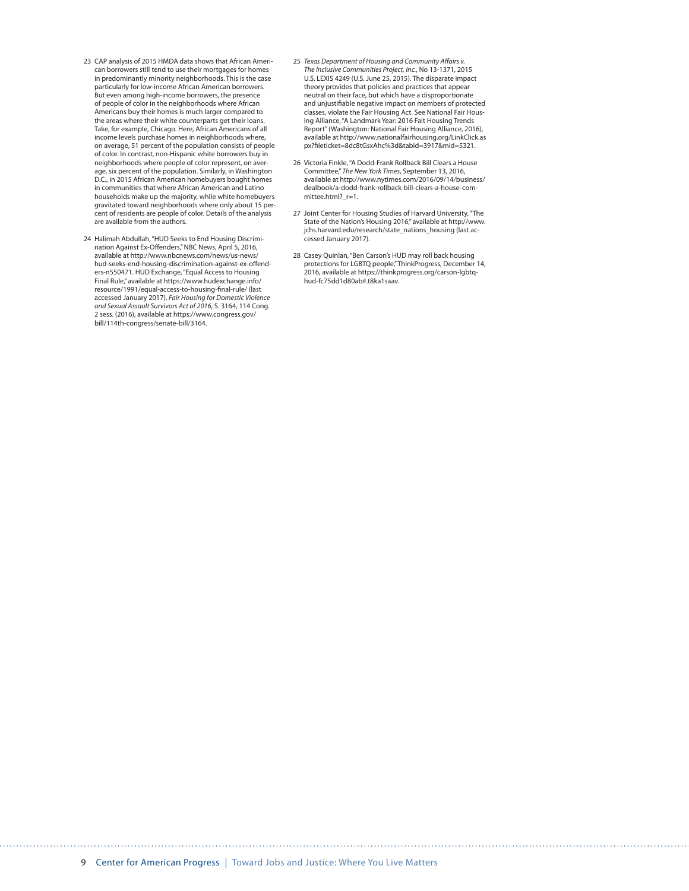23 CAP analysis of 2015 HMDA data shows that African American borrowers still tend to use their mortgages for homes in predominantly minority neighborhoods. This is the case particularly for low-income African American borrowers. But even among high-income borrowers, the presence of people of color in the neighborhoods where African Americans buy their homes is much larger compared to the areas where their white counterparts get their loans. Take, for example, Chicago. Here, African Americans of all income levels purchase homes in neighborhoods where, on average, 51 percent of the population consists of people of color. In contrast, non-Hispanic white borrowers buy in neighborhoods where people of color represent, on average, six percent of the population. Similarly, in Washington D.C., in 2015 African American homebuyers bought homes in communities that where African American and Latino households make up the majority, while white homebuyers gravitated toward neighborhoods where only about 15 percent of residents are people of color. Details of the analysis are available from the authors.

24 Halimah Abdullah, "HUD Seeks to End Housing Discrimination Against Ex-Offenders," NBC News, April 5, 2016, available at http://www.nbcnews.com/news/us-news/hud-seeks-end-housing-discrimination-against-ex-offenders-n550471. HUD Exchange, "Equal Access to Housing Final Rule," available at https://www.hudexchange.info/resource/1991/equal-access-to-housing-final-rule/ (last accessed January 2017). *Fair Housing for Domestic Violence and Sexual Assault Survivors Act of 2016*, S. 3164, 114 Cong. 2 sess. (2016), available at https://www.congress.gov/bill/114th-congress/senate-bill/3164.

25 *Texas Department of Housing and Community Affairs v. The Inclusive Communities Project, Inc.*, No 13-1371, 2015 U.S. LEXIS 4249 (U.S. June 25, 2015). The disparate impact theory provides that policies and practices that appear neutral on their face, but which have a disproportionate and unjustifiable negative impact on members of protected classes, violate the Fair Housing Act. See National Fair Housing Alliance, "A Landmark Year: 2016 Fait Housing Trends Report" (Washington: National Fair Housing Alliance, 2016), available at http://www.nationalfairhousing.org/LinkClick.aspx?fileticket=8dc8tGsxAhc%3d&tabid=3917&mid=5321.

26 Victoria Finkle, "A Dodd-Frank Rollback Bill Clears a House Committee," *The New York Times*, September 13, 2016, available at http://www.nytimes.com/2016/09/14/business/dealbook/a-dodd-frank-rollback-bill-clears-a-house-committee.html?_r=1.

27 Joint Center for Housing Studies of Harvard University, "The State of the Nation's Housing 2016," available at http://www.jchs.harvard.edu/research/state_nations_housing (last accessed January 2017).

28 Casey Quinlan, "Ben Carson's HUD may roll back housing protections for LGBTQ people," ThinkProgress, December 14, 2016, available at https://thinkprogress.org/carson-lgbtq-hud-fc75dd1d80ab#.t8ka1saav.